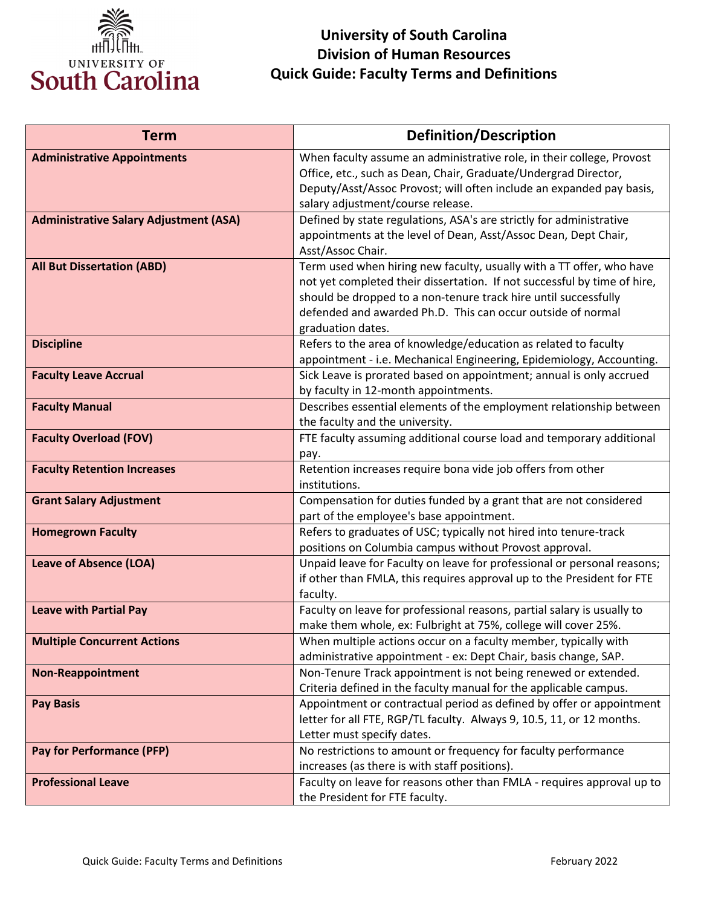# University of South Carolina
## Division of Human Resources
## Quick Guide: Faculty Terms and Definitions

| Term | Definition/Description |
|---|---|
| **Administrative Appointments** | When faculty assume an administrative role, in their college, Provost Office, etc., such as Dean, Chair, Graduate/Undergrad Director, Deputy/Asst/Assoc Provost; will often include an expanded pay basis, salary adjustment/course release. |
| **Administrative Salary Adjustment (ASA)** | Defined by state regulations, ASA's are strictly for administrative appointments at the level of Dean, Asst/Assoc Dean, Dept Chair, Asst/Assoc Chair. |
| **All But Dissertation (ABD)** | Term used when hiring new faculty, usually with a TT offer, who have not yet completed their dissertation. If not successful by time of hire, should be dropped to a non-tenure track hire until successfully defended and awarded Ph.D. This can occur outside of normal graduation dates. |
| **Discipline** | Refers to the area of knowledge/education as related to faculty appointment - i.e. Mechanical Engineering, Epidemiology, Accounting. |
| **Faculty Leave Accrual** | Sick Leave is prorated based on appointment; annual is only accrued by faculty in 12-month appointments. |
| **Faculty Manual** | Describes essential elements of the employment relationship between the faculty and the university. |
| **Faculty Overload (FOV)** | FTE faculty assuming additional course load and temporary additional pay. |
| **Faculty Retention Increases** | Retention increases require bona vide job offers from other institutions. |
| **Grant Salary Adjustment** | Compensation for duties funded by a grant that are not considered part of the employee's base appointment. |
| **Homegrown Faculty** | Refers to graduates of USC; typically not hired into tenure-track positions on Columbia campus without Provost approval. |
| **Leave of Absence (LOA)** | Unpaid leave for Faculty on leave for professional or personal reasons; if other than FMLA, this requires approval up to the President for FTE faculty. |
| **Leave with Partial Pay** | Faculty on leave for professional reasons, partial salary is usually to make them whole, ex: Fulbright at 75%, college will cover 25%. |
| **Multiple Concurrent Actions** | When multiple actions occur on a faculty member, typically with administrative appointment - ex: Dept Chair, basis change, SAP. |
| **Non-Reappointment** | Non-Tenure Track appointment is not being renewed or extended. Criteria defined in the faculty manual for the applicable campus. |
| **Pay Basis** | Appointment or contractual period as defined by offer or appointment letter for all FTE, RGP/TL faculty. Always 9, 10.5, 11, or 12 months. Letter must specify dates. |
| **Pay for Performance (PFP)** | No restrictions to amount or frequency for faculty performance increases (as there is with staff positions). |
| **Professional Leave** | Faculty on leave for reasons other than FMLA - requires approval up to the President for FTE faculty. |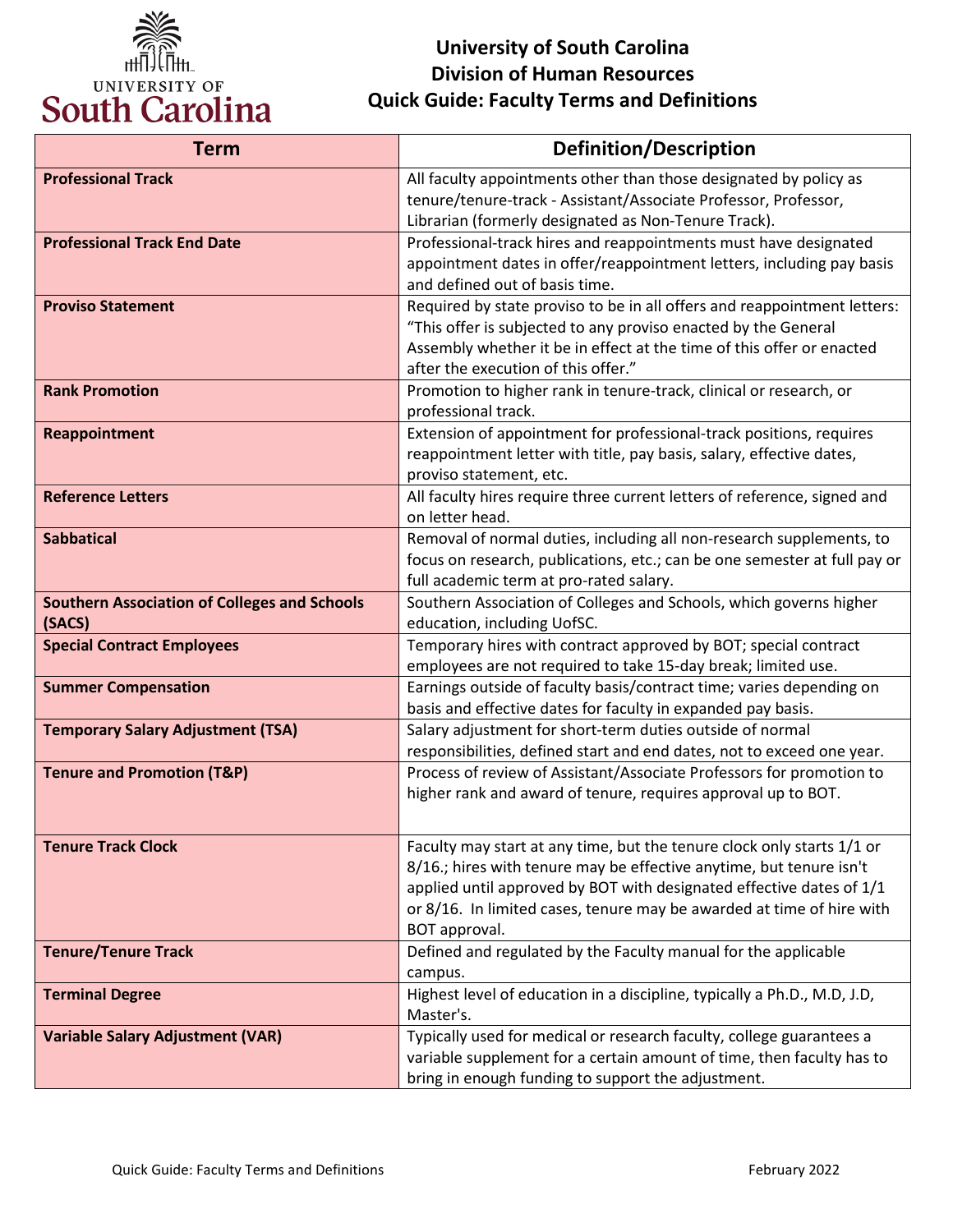# University of South Carolina
## Division of Human Resources
## Quick Guide: Faculty Terms and Definitions

| Term | Definition/Description |
|---|---|
| **Professional Track** | All faculty appointments other than those designated by policy as tenure/tenure-track - Assistant/Associate Professor, Professor, Librarian (formerly designated as Non-Tenure Track). |
| **Professional Track End Date** | Professional-track hires and reappointments must have designated appointment dates in offer/reappointment letters, including pay basis and defined out of basis time. |
| **Proviso Statement** | Required by state proviso to be in all offers and reappointment letters: "This offer is subjected to any proviso enacted by the General Assembly whether it be in effect at the time of this offer or enacted after the execution of this offer." |
| **Rank Promotion** | Promotion to higher rank in tenure-track, clinical or research, or professional track. |
| **Reappointment** | Extension of appointment for professional-track positions, requires reappointment letter with title, pay basis, salary, effective dates, proviso statement, etc. |
| **Reference Letters** | All faculty hires require three current letters of reference, signed and on letter head. |
| **Sabbatical** | Removal of normal duties, including all non-research supplements, to focus on research, publications, etc.; can be one semester at full pay or full academic term at pro-rated salary. |
| **Southern Association of Colleges and Schools (SACS)** | Southern Association of Colleges and Schools, which governs higher education, including UofSC. |
| **Special Contract Employees** | Temporary hires with contract approved by BOT; special contract employees are not required to take 15-day break; limited use. |
| **Summer Compensation** | Earnings outside of faculty basis/contract time; varies depending on basis and effective dates for faculty in expanded pay basis. |
| **Temporary Salary Adjustment (TSA)** | Salary adjustment for short-term duties outside of normal responsibilities, defined start and end dates, not to exceed one year. |
| **Tenure and Promotion (T&P)** | Process of review of Assistant/Associate Professors for promotion to higher rank and award of tenure, requires approval up to BOT. |
| **Tenure Track Clock** | Faculty may start at any time, but the tenure clock only starts 1/1 or 8/16.; hires with tenure may be effective anytime, but tenure isn't applied until approved by BOT with designated effective dates of 1/1 or 8/16. In limited cases, tenure may be awarded at time of hire with BOT approval. |
| **Tenure/Tenure Track** | Defined and regulated by the Faculty manual for the applicable campus. |
| **Terminal Degree** | Highest level of education in a discipline, typically a Ph.D., M.D, J.D, Master's. |
| **Variable Salary Adjustment (VAR)** | Typically used for medical or research faculty, college guarantees a variable supplement for a certain amount of time, then faculty has to bring in enough funding to support the adjustment. |